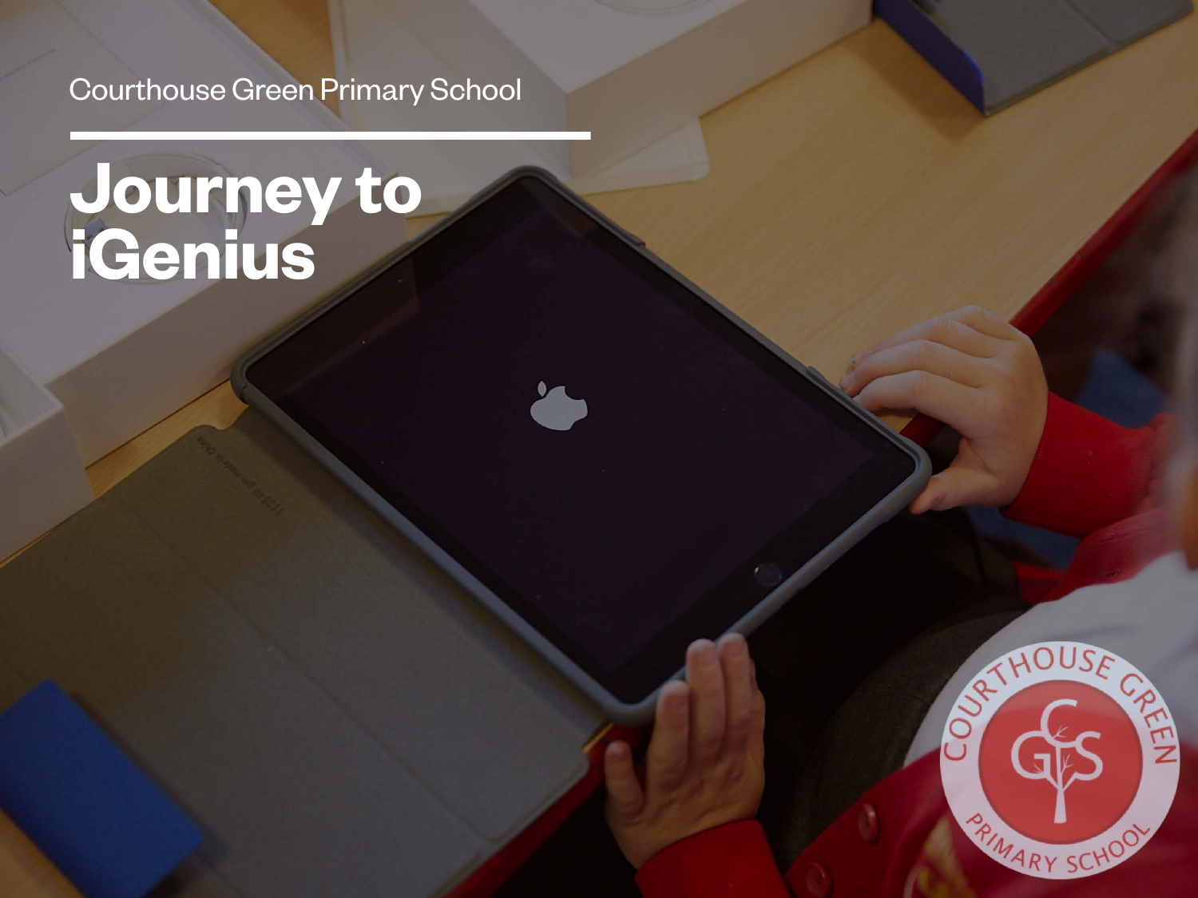Courthouse Green Primary School

# Journey to iGenius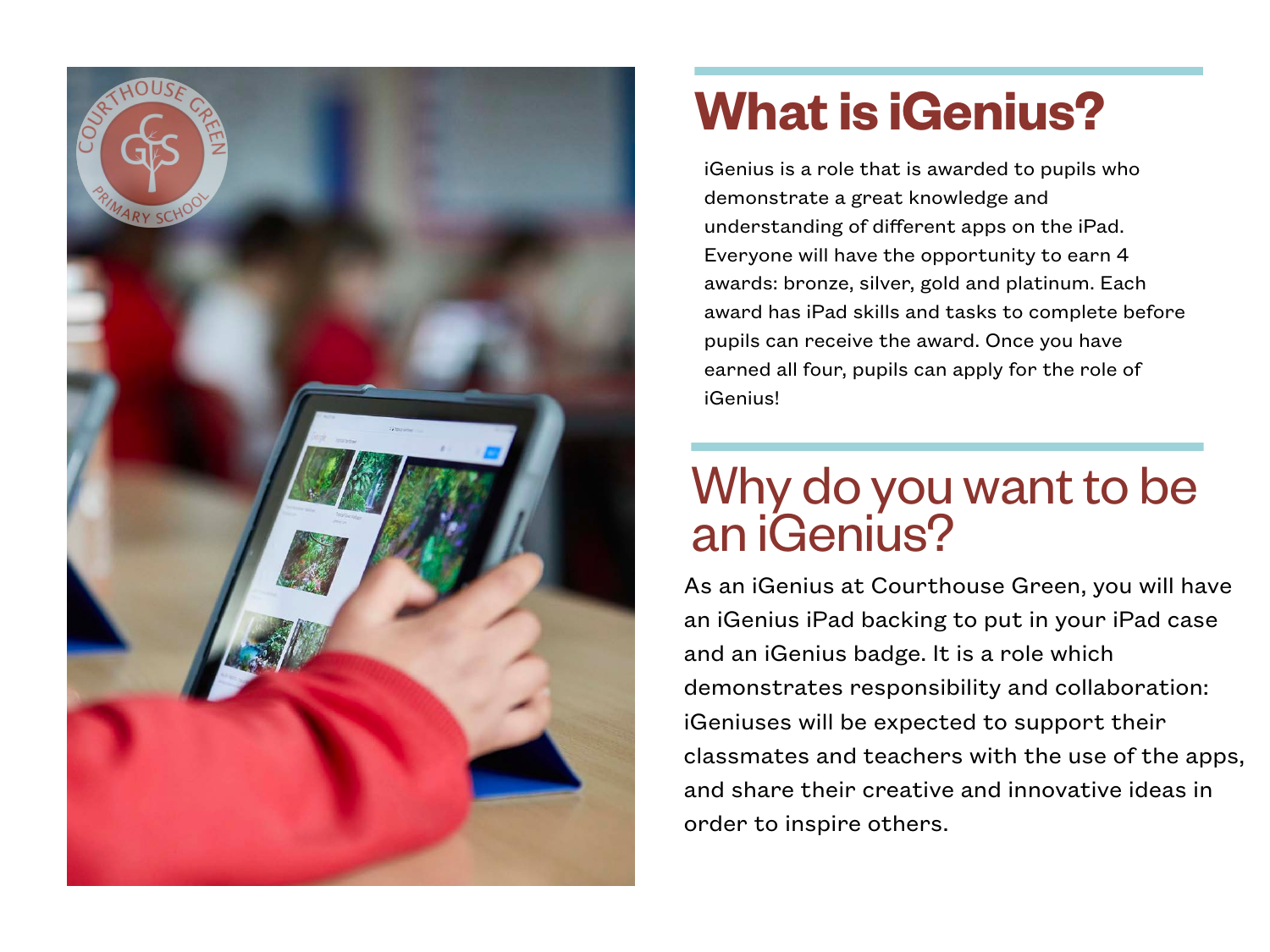# What is iGenius?

iGenius is a role that is awarded to pupils who demonstrate a great knowledge and understanding of different apps on the iPad. Everyone will have the opportunity to earn 4 awards: bronze, silver, gold and platinum. Each award has iPad skills and tasks to complete before pupils can receive the award. Once you have earned all four, pupils can apply for the role of iGenius!

# Why do you want to be an iGenius?

As an iGenius at Courthouse Green, you will have an iGenius iPad backing to put in your iPad case and an iGenius badge. It is a role which demonstrates responsibility and collaboration: iGeniuses will be expected to support their classmates and teachers with the use of the apps, and share their creative and innovative ideas in order to inspire others.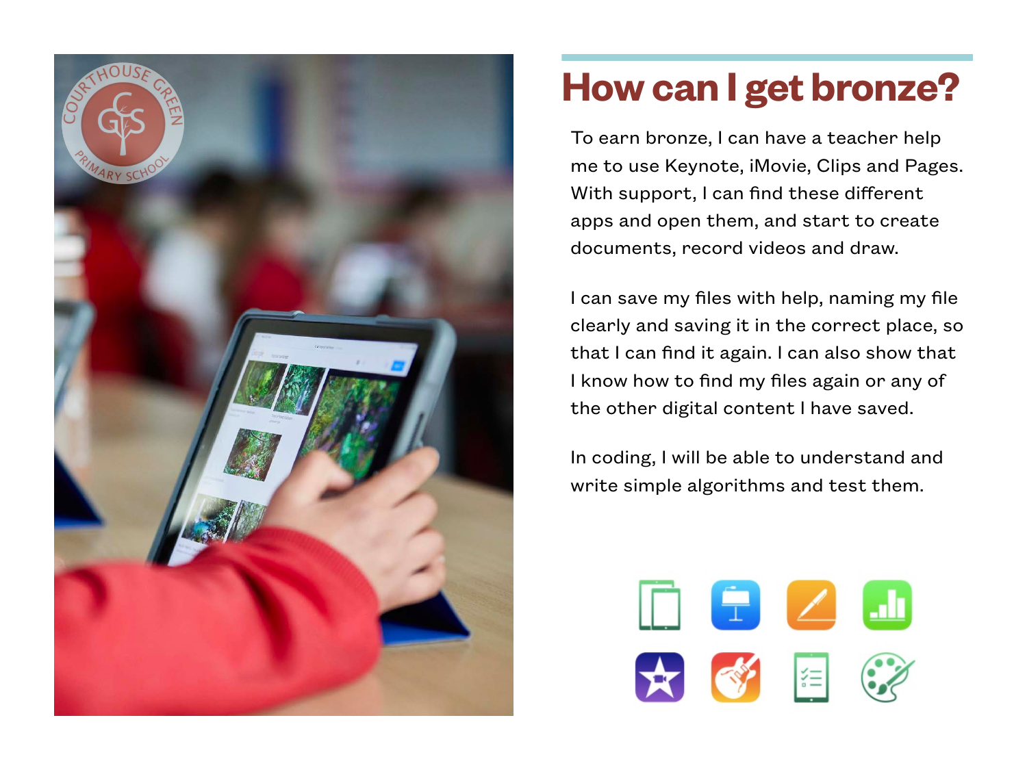# How can I get bronze?

To earn bronze, I can have a teacher help me to use Keynote, iMovie, Clips and Pages. With support, I can find these different apps and open them, and start to create documents, record videos and draw.

I can save my files with help, naming my file clearly and saving it in the correct place, so that I can find it again. I can also show that I know how to find my files again or any of the other digital content I have saved.

In coding, I will be able to understand and write simple algorithms and test them.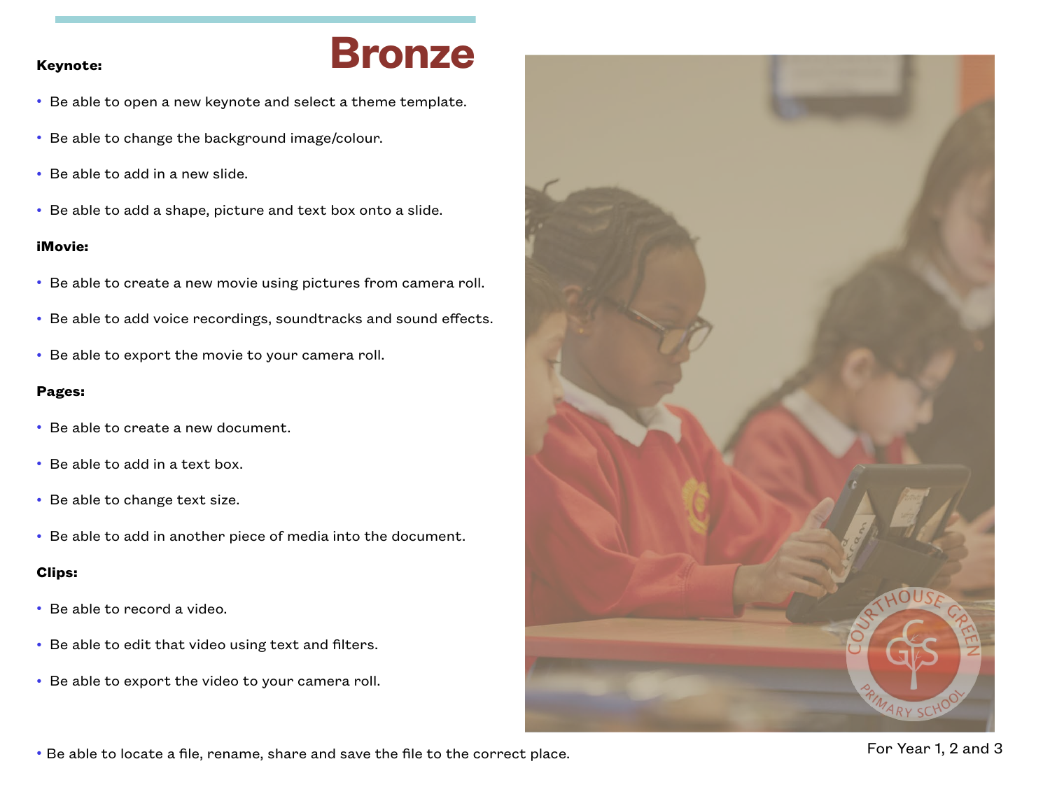# Bronze

**Keynote:**

- Be able to open a new keynote and select a theme template.
- Be able to change the background image/colour.
- Be able to add in a new slide.
- Be able to add a shape, picture and text box onto a slide.

**iMovie:**

- Be able to create a new movie using pictures from camera roll.
- Be able to add voice recordings, soundtracks and sound effects.
- Be able to export the movie to your camera roll.

**Pages:**

- Be able to create a new document.
- Be able to add in a text box.
- Be able to change text size.
- Be able to add in another piece of media into the document.

**Clips:**

- Be able to record a video.
- Be able to edit that video using text and filters.
- Be able to export the video to your camera roll.

- Be able to locate a file, rename, share and save the file to the correct place.

For Year 1, 2 and 3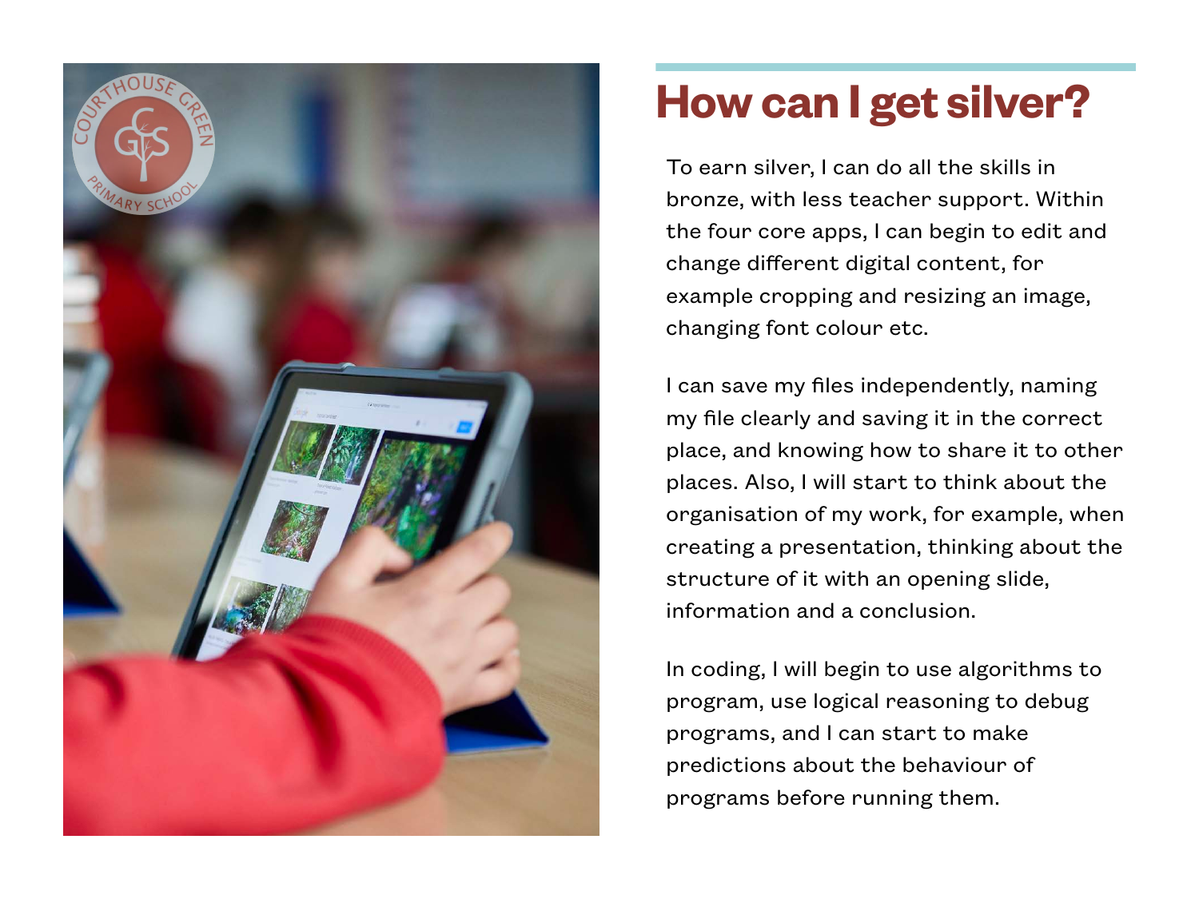# How can I get silver?

To earn silver, I can do all the skills in bronze, with less teacher support. Within the four core apps, I can begin to edit and change different digital content, for example cropping and resizing an image, changing font colour etc.

I can save my files independently, naming my file clearly and saving it in the correct place, and knowing how to share it to other places. Also, I will start to think about the organisation of my work, for example, when creating a presentation, thinking about the structure of it with an opening slide, information and a conclusion.

In coding, I will begin to use algorithms to program, use logical reasoning to debug programs, and I can start to make predictions about the behaviour of programs before running them.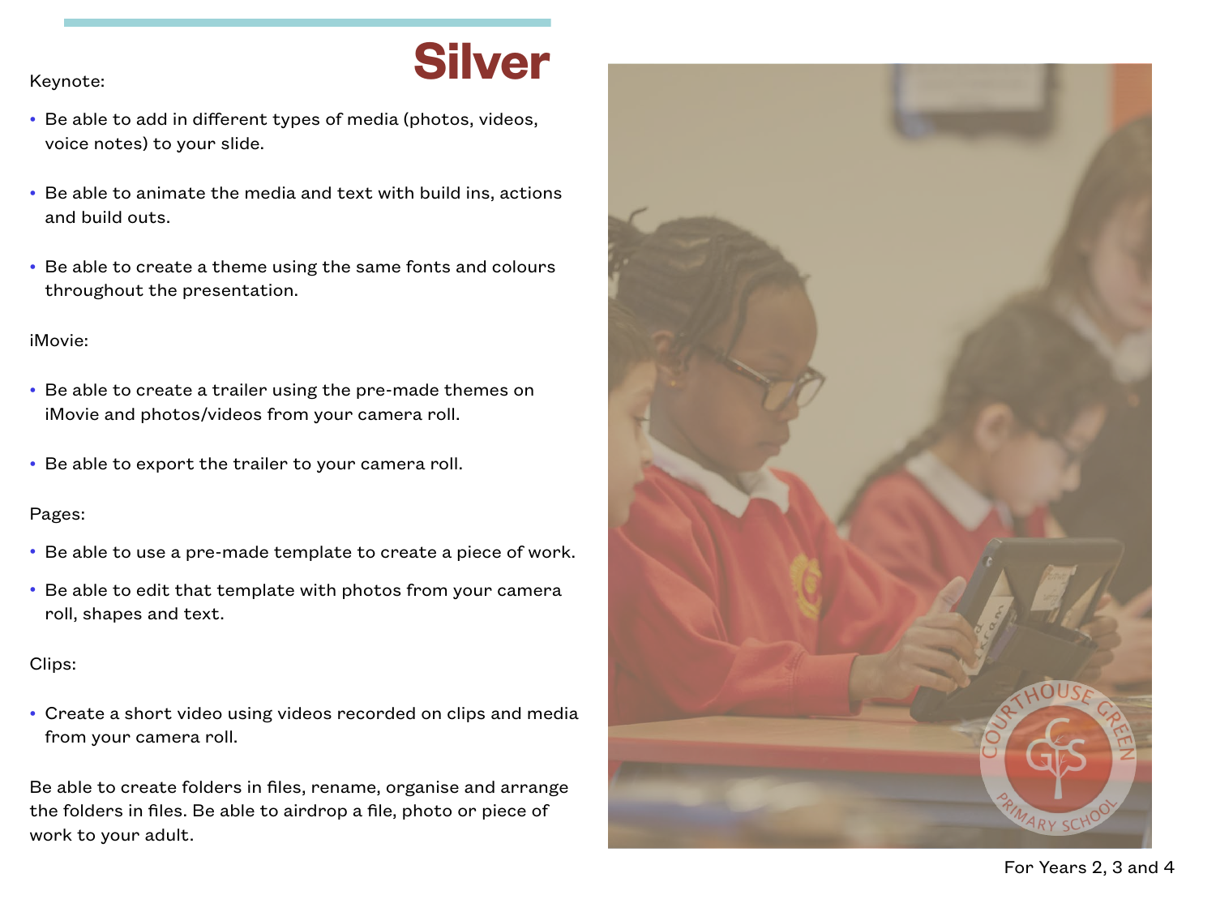# Silver

Keynote:

- Be able to add in different types of media (photos, videos, voice notes) to your slide.
- Be able to animate the media and text with build ins, actions and build outs.
- Be able to create a theme using the same fonts and colours throughout the presentation.

iMovie:

- Be able to create a trailer using the pre-made themes on iMovie and photos/videos from your camera roll.
- Be able to export the trailer to your camera roll.

Pages:

- Be able to use a pre-made template to create a piece of work.
- Be able to edit that template with photos from your camera roll, shapes and text.

Clips:

- Create a short video using videos recorded on clips and media from your camera roll.

Be able to create folders in files, rename, organise and arrange the folders in files. Be able to airdrop a file, photo or piece of work to your adult.

For Years 2, 3 and 4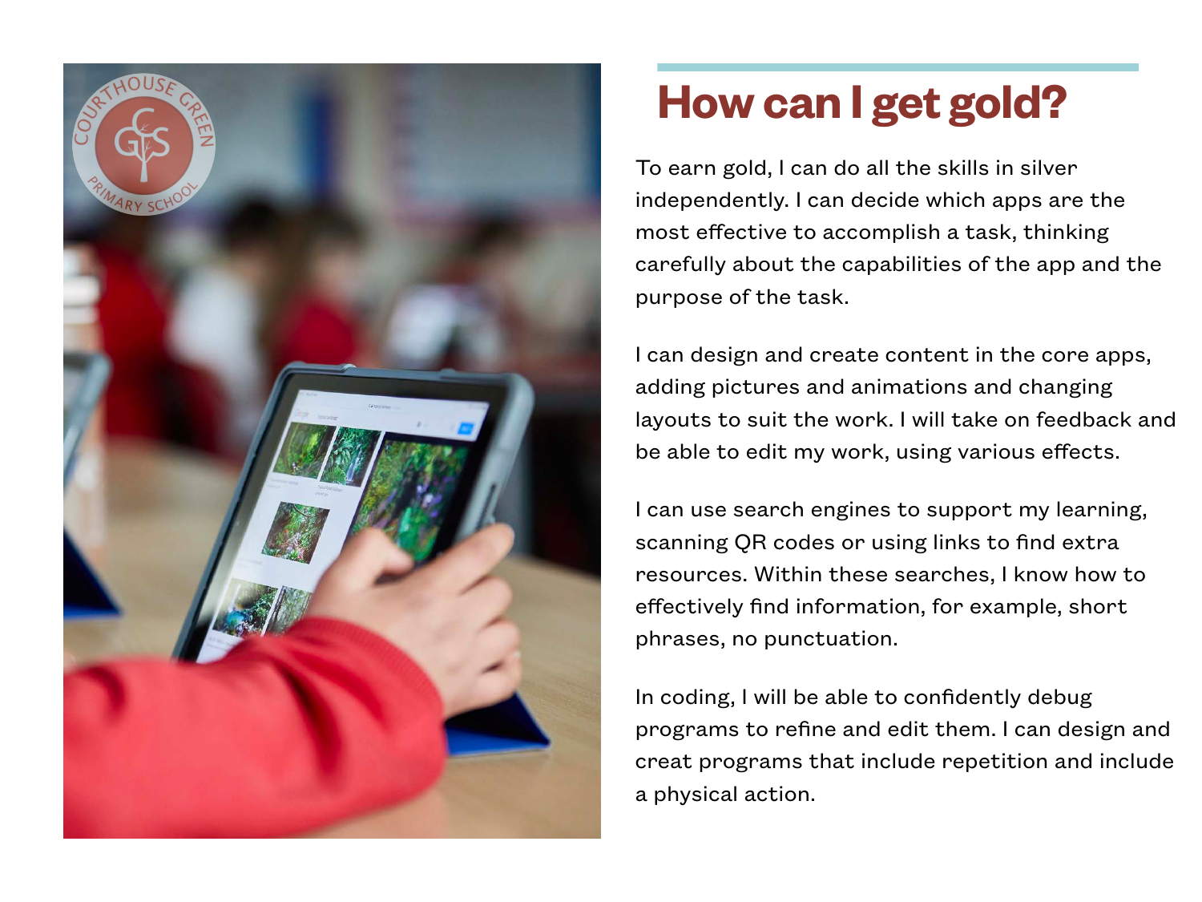# How can I get gold?

To earn gold, I can do all the skills in silver independently. I can decide which apps are the most effective to accomplish a task, thinking carefully about the capabilities of the app and the purpose of the task.

I can design and create content in the core apps, adding pictures and animations and changing layouts to suit the work. I will take on feedback and be able to edit my work, using various effects.

I can use search engines to support my learning, scanning QR codes or using links to find extra resources. Within these searches, I know how to effectively find information, for example, short phrases, no punctuation.

In coding, I will be able to confidently debug programs to refine and edit them. I can design and creat programs that include repetition and include a physical action.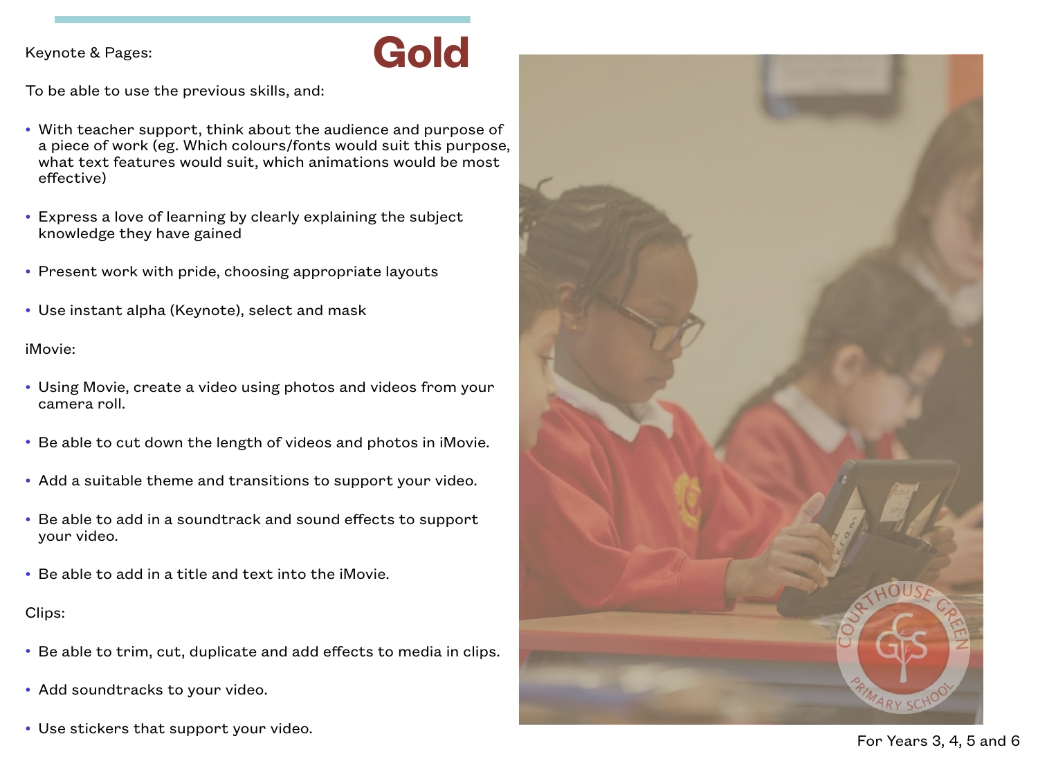# Gold

Keynote & Pages:

To be able to use the previous skills, and:

- With teacher support, think about the audience and purpose of a piece of work (eg. Which colours/fonts would suit this purpose, what text features would suit, which animations would be most effective)
- Express a love of learning by clearly explaining the subject knowledge they have gained
- Present work with pride, choosing appropriate layouts
- Use instant alpha (Keynote), select and mask

iMovie:

- Using Movie, create a video using photos and videos from your camera roll.
- Be able to cut down the length of videos and photos in iMovie.
- Add a suitable theme and transitions to support your video.
- Be able to add in a soundtrack and sound effects to support your video.
- Be able to add in a title and text into the iMovie.

Clips:

- Be able to trim, cut, duplicate and add effects to media in clips.
- Add soundtracks to your video.
- Use stickers that support your video.

For Years 3, 4, 5 and 6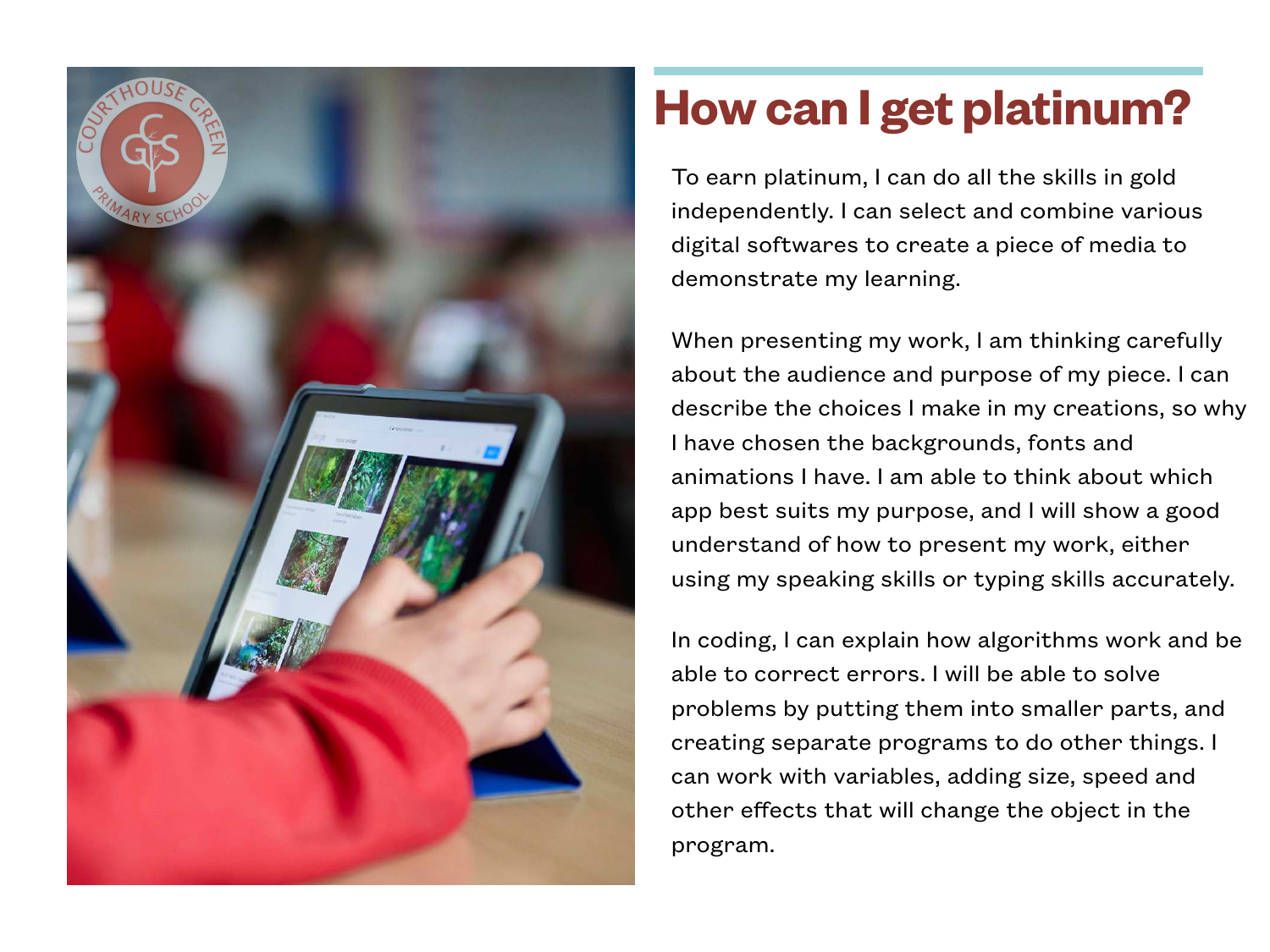# How can I get platinum?

To earn platinum, I can do all the skills in gold independently. I can select and combine various digital softwares to create a piece of media to demonstrate my learning.

When presenting my work, I am thinking carefully about the audience and purpose of my piece. I can describe the choices I make in my creations, so why I have chosen the backgrounds, fonts and animations I have. I am able to think about which app best suits my purpose, and I will show a good understand of how to present my work, either using my speaking skills or typing skills accurately.

In coding, I can explain how algorithms work and be able to correct errors. I will be able to solve problems by putting them into smaller parts, and creating separate programs to do other things. I can work with variables, adding size, speed and other effects that will change the object in the program.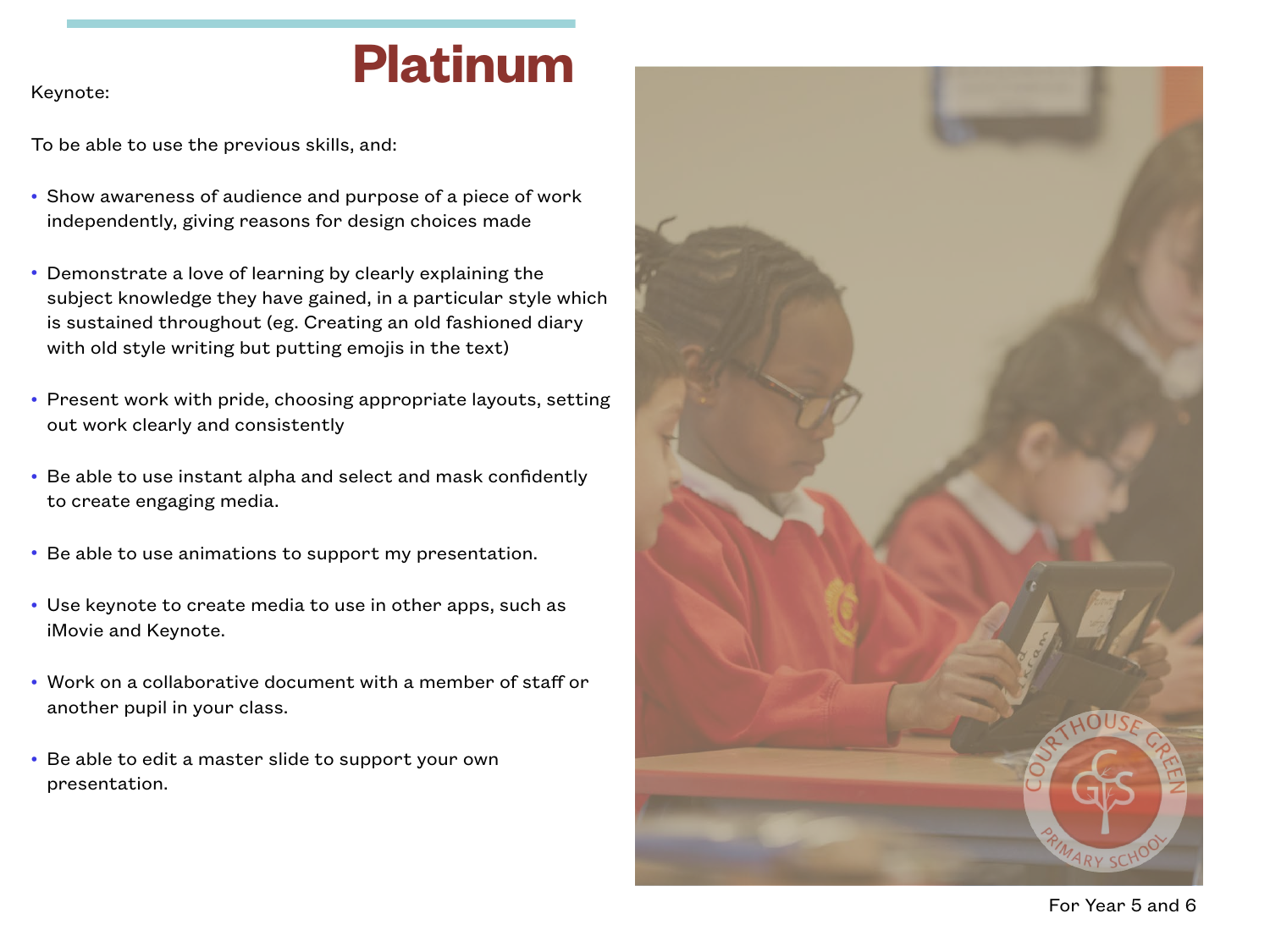# Platinum

Keynote:

To be able to use the previous skills, and:

- Show awareness of audience and purpose of a piece of work independently, giving reasons for design choices made
- Demonstrate a love of learning by clearly explaining the subject knowledge they have gained, in a particular style which is sustained throughout (eg. Creating an old fashioned diary with old style writing but putting emojis in the text)
- Present work with pride, choosing appropriate layouts, setting out work clearly and consistently
- Be able to use instant alpha and select and mask confidently to create engaging media.
- Be able to use animations to support my presentation.
- Use keynote to create media to use in other apps, such as iMovie and Keynote.
- Work on a collaborative document with a member of staff or another pupil in your class.
- Be able to edit a master slide to support your own presentation.

For Year 5 and 6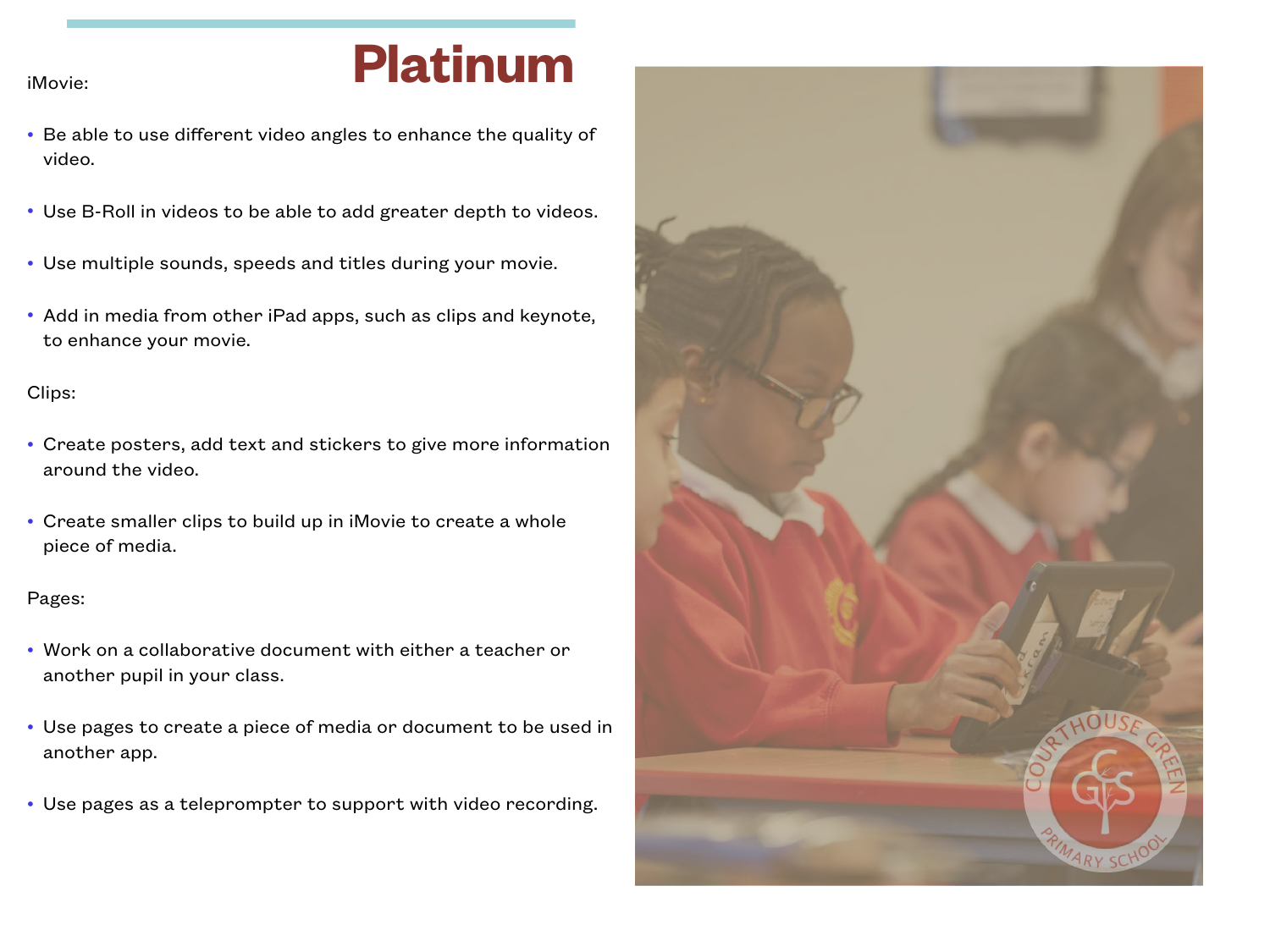# Platinum

iMovie:

- Be able to use different video angles to enhance the quality of video.
- Use B-Roll in videos to be able to add greater depth to videos.
- Use multiple sounds, speeds and titles during your movie.
- Add in media from other iPad apps, such as clips and keynote, to enhance your movie.

Clips:

- Create posters, add text and stickers to give more information around the video.
- Create smaller clips to build up in iMovie to create a whole piece of media.

Pages:

- Work on a collaborative document with either a teacher or another pupil in your class.
- Use pages to create a piece of media or document to be used in another app.
- Use pages as a teleprompter to support with video recording.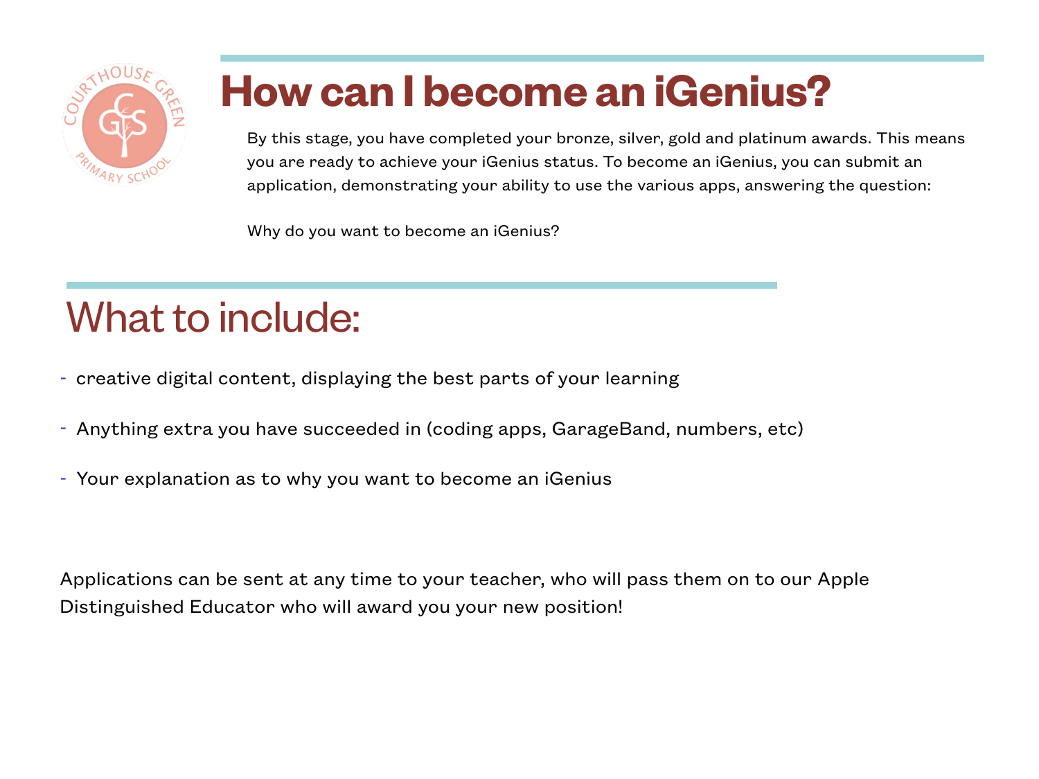# How can I become an iGenius?

By this stage, you have completed your bronze, silver, gold and platinum awards. This means you are ready to achieve your iGenius status. To become an iGenius, you can submit an application, demonstrating your ability to use the various apps, answering the question:

Why do you want to become an iGenius?

## What to include:

- creative digital content, displaying the best parts of your learning
- Anything extra you have succeeded in (coding apps, GarageBand, numbers, etc)
- Your explanation as to why you want to become an iGenius

Applications can be sent at any time to your teacher, who will pass them on to our Apple Distinguished Educator who will award you your new position!